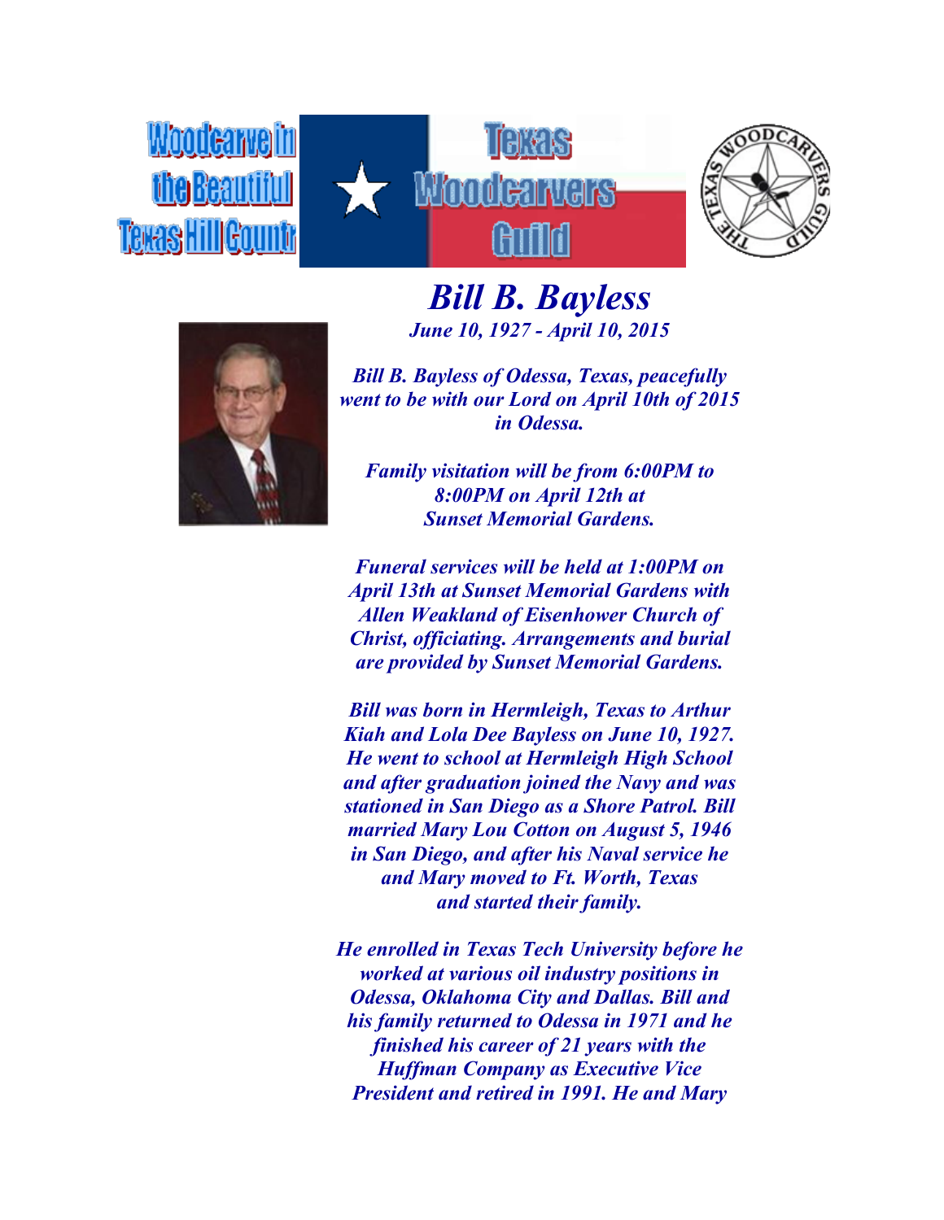Woodcarve in the Beautiful Texas Hill Countr

Texas Woodcarvers Guild

THE TEXAS WOODCARVERS GUILD

# *Bill B. Bayless*

***June 10, 1927 - April 10, 2015***

***Bill B. Bayless of Odessa, Texas, peacefully went to be with our Lord on April 10th of 2015 in Odessa.***

***Family visitation will be from 6:00PM to 8:00PM on April 12th at Sunset Memorial Gardens.***

***Funeral services will be held at 1:00PM on April 13th at Sunset Memorial Gardens with Allen Weakland of Eisenhower Church of Christ, officiating. Arrangements and burial are provided by Sunset Memorial Gardens.***

***Bill was born in Hermleigh, Texas to Arthur Kiah and Lola Dee Bayless on June 10, 1927. He went to school at Hermleigh High School and after graduation joined the Navy and was stationed in San Diego as a Shore Patrol. Bill married Mary Lou Cotton on August 5, 1946 in San Diego, and after his Naval service he and Mary moved to Ft. Worth, Texas and started their family.***

***He enrolled in Texas Tech University before he worked at various oil industry positions in Odessa, Oklahoma City and Dallas. Bill and his family returned to Odessa in 1971 and he finished his career of 21 years with the Huffman Company as Executive Vice President and retired in 1991. He and Mary***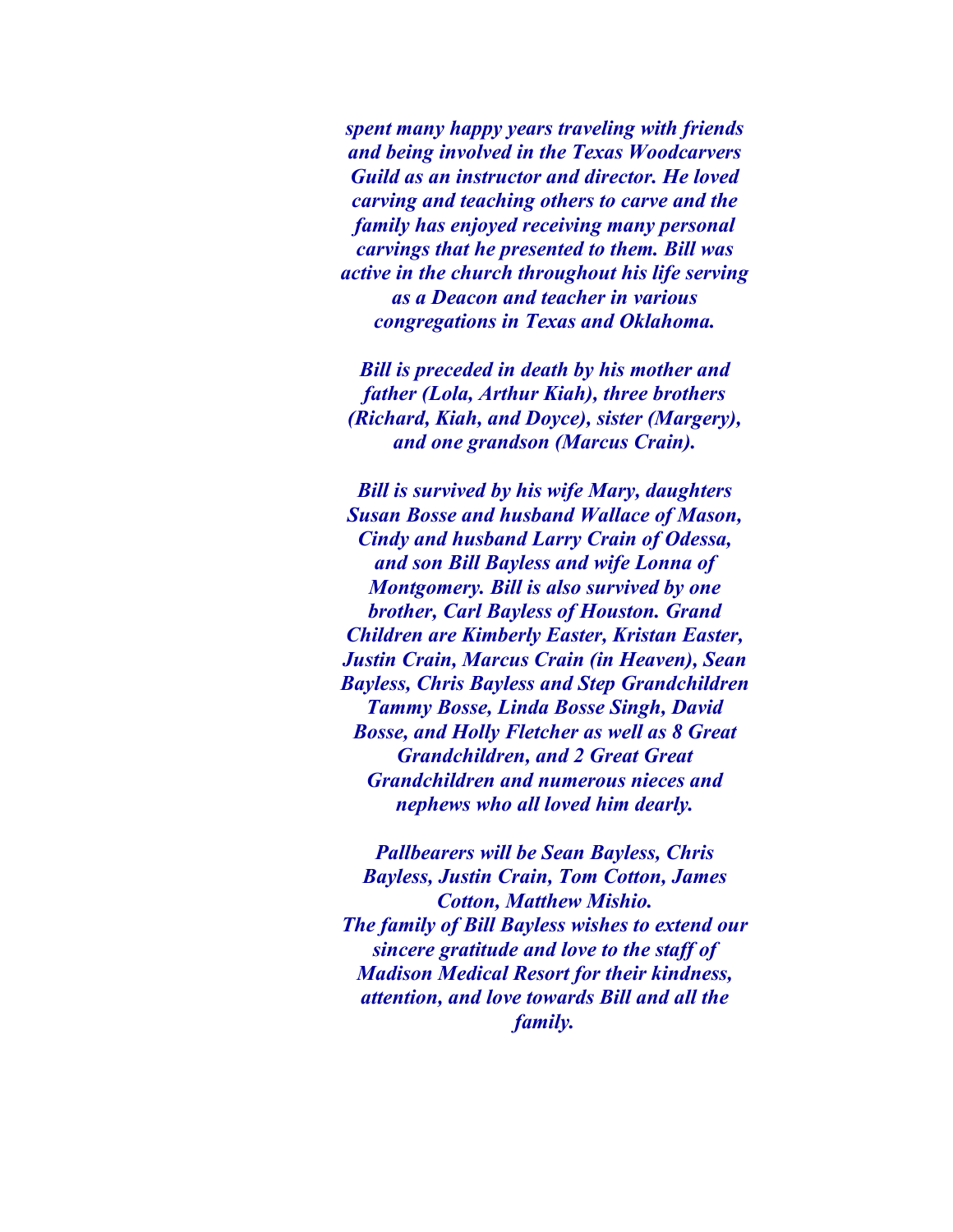*spent many happy years traveling with friends and being involved in the Texas Woodcarvers Guild as an instructor and director. He loved carving and teaching others to carve and the family has enjoyed receiving many personal carvings that he presented to them. Bill was active in the church throughout his life serving as a Deacon and teacher in various congregations in Texas and Oklahoma.*

*Bill is preceded in death by his mother and father (Lola, Arthur Kiah), three brothers (Richard, Kiah, and Doyce), sister (Margery), and one grandson (Marcus Crain).*

*Bill is survived by his wife Mary, daughters Susan Bosse and husband Wallace of Mason, Cindy and husband Larry Crain of Odessa, and son Bill Bayless and wife Lonna of Montgomery. Bill is also survived by one brother, Carl Bayless of Houston. Grand Children are Kimberly Easter, Kristan Easter, Justin Crain, Marcus Crain (in Heaven), Sean Bayless, Chris Bayless and Step Grandchildren Tammy Bosse, Linda Bosse Singh, David Bosse, and Holly Fletcher as well as 8 Great Grandchildren, and 2 Great Great Grandchildren and numerous nieces and nephews who all loved him dearly.*

*Pallbearers will be Sean Bayless, Chris Bayless, Justin Crain, Tom Cotton, James Cotton, Matthew Mishio.*
*The family of Bill Bayless wishes to extend our sincere gratitude and love to the staff of Madison Medical Resort for their kindness, attention, and love towards Bill and all the family.*